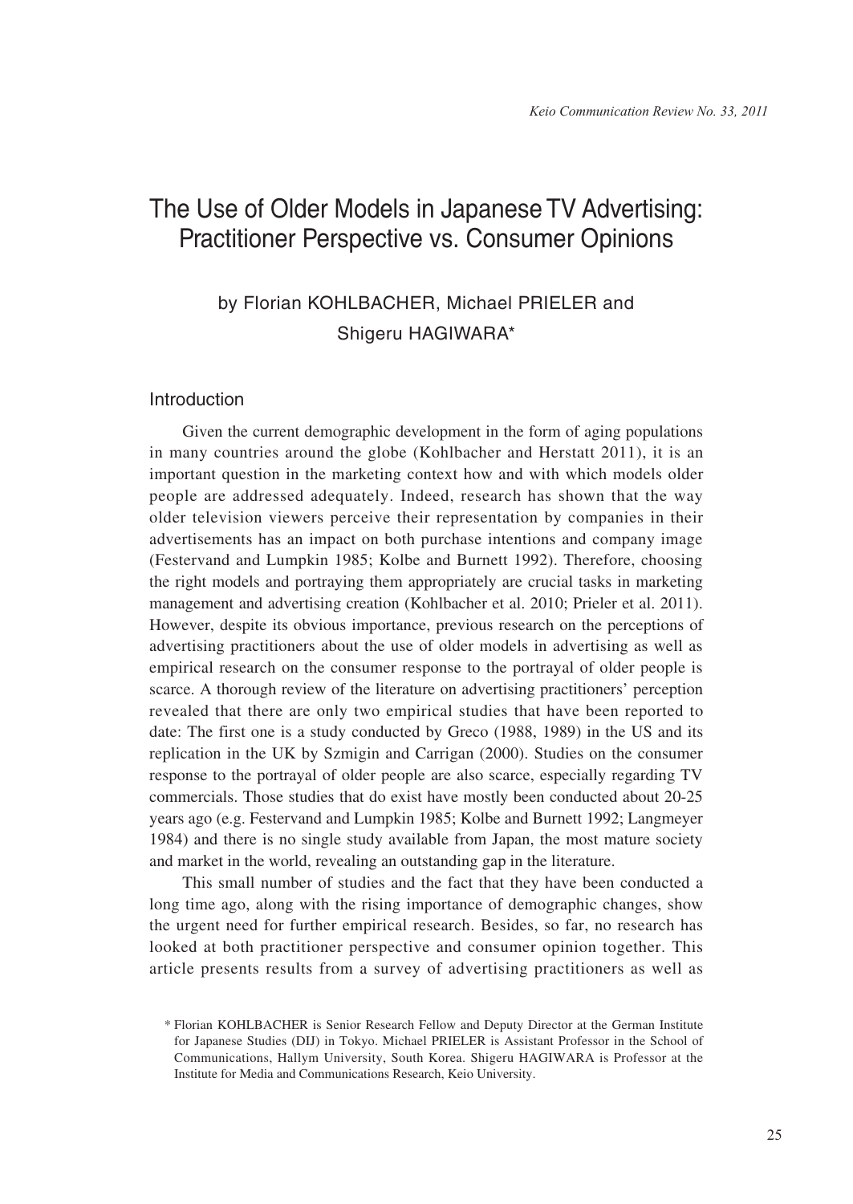# The Use of Older Models in Japanese TV Advertising: Practitioner Perspective vs. Consumer Opinions

by Florian KOHLBACHER, Michael PRIELER and Shigeru HAGIWARA*

## Introduction

Given the current demographic development in the form of aging populations in many countries around the globe (Kohlbacher and Herstatt 2011), it is an important question in the marketing context how and with which models older people are addressed adequately. Indeed, research has shown that the way older television viewers perceive their representation by companies in their advertisements has an impact on both purchase intentions and company image (Festervand and Lumpkin 1985; Kolbe and Burnett 1992). Therefore, choosing the right models and portraying them appropriately are crucial tasks in marketing management and advertising creation (Kohlbacher et al. 2010; Prieler et al. 2011). However, despite its obvious importance, previous research on the perceptions of advertising practitioners about the use of older models in advertising as well as empirical research on the consumer response to the portrayal of older people is scarce. A thorough review of the literature on advertising practitioners' perception revealed that there are only two empirical studies that have been reported to date: The first one is a study conducted by Greco (1988, 1989) in the US and its replication in the UK by Szmigin and Carrigan (2000). Studies on the consumer response to the portrayal of older people are also scarce, especially regarding TV commercials. Those studies that do exist have mostly been conducted about 20-25 years ago (e.g. Festervand and Lumpkin 1985; Kolbe and Burnett 1992; Langmeyer 1984) and there is no single study available from Japan, the most mature society and market in the world, revealing an outstanding gap in the literature.

This small number of studies and the fact that they have been conducted a long time ago, along with the rising importance of demographic changes, show the urgent need for further empirical research. Besides, so far, no research has looked at both practitioner perspective and consumer opinion together. This article presents results from a survey of advertising practitioners as well as

\* Florian KOHLBACHER is Senior Research Fellow and Deputy Director at the German Institute for Japanese Studies (DIJ) in Tokyo. Michael PRIELER is Assistant Professor in the School of Communications, Hallym University, South Korea. Shigeru HAGIWARA is Professor at the Institute for Media and Communications Research, Keio University.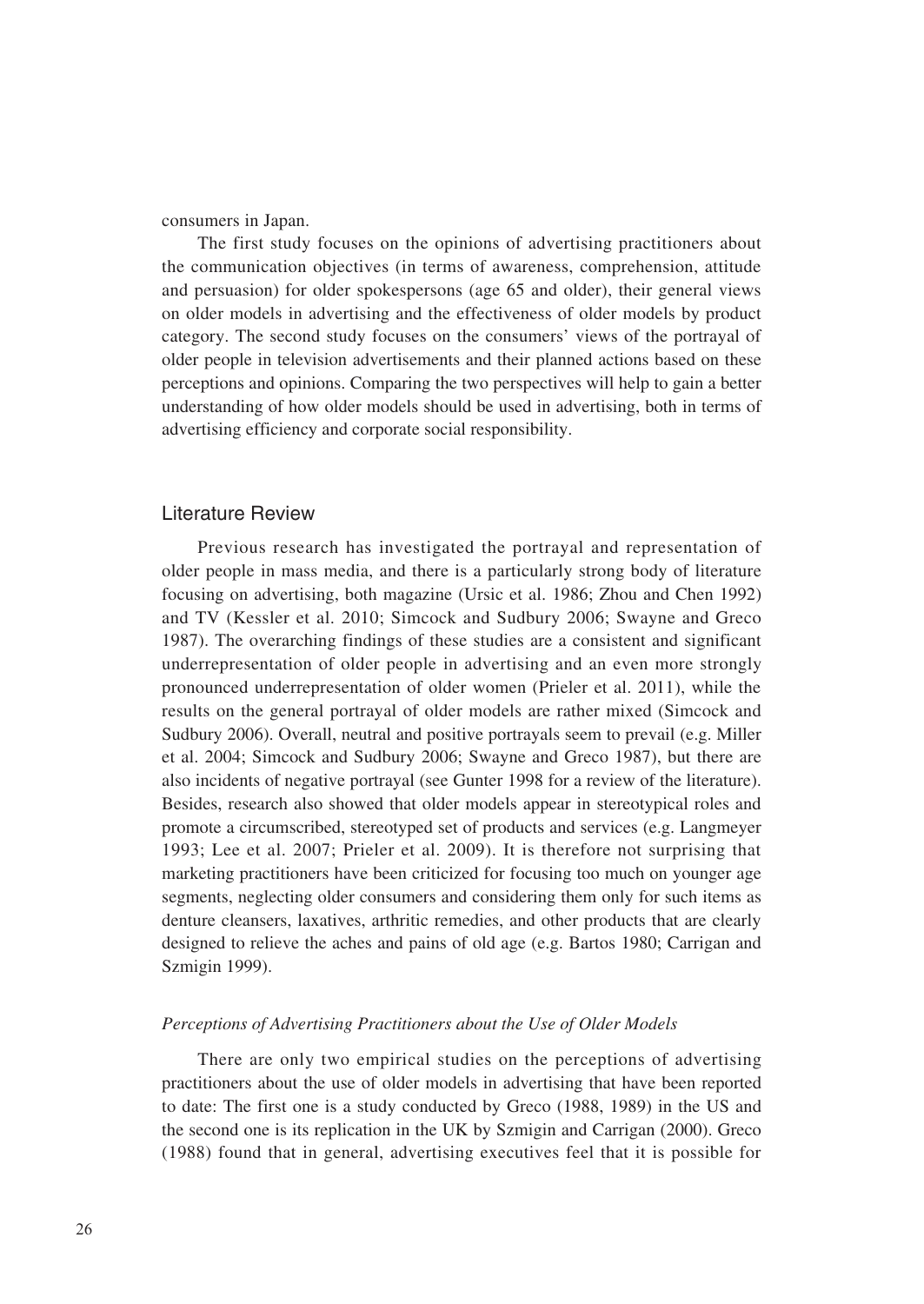consumers in Japan.

The first study focuses on the opinions of advertising practitioners about the communication objectives (in terms of awareness, comprehension, attitude and persuasion) for older spokespersons (age 65 and older), their general views on older models in advertising and the effectiveness of older models by product category. The second study focuses on the consumers' views of the portrayal of older people in television advertisements and their planned actions based on these perceptions and opinions. Comparing the two perspectives will help to gain a better understanding of how older models should be used in advertising, both in terms of advertising efficiency and corporate social responsibility.

## Literature Review

Previous research has investigated the portrayal and representation of older people in mass media, and there is a particularly strong body of literature focusing on advertising, both magazine (Ursic et al. 1986; Zhou and Chen 1992) and TV (Kessler et al. 2010; Simcock and Sudbury 2006; Swayne and Greco 1987). The overarching findings of these studies are a consistent and significant underrepresentation of older people in advertising and an even more strongly pronounced underrepresentation of older women (Prieler et al. 2011), while the results on the general portrayal of older models are rather mixed (Simcock and Sudbury 2006). Overall, neutral and positive portrayals seem to prevail (e.g. Miller et al. 2004; Simcock and Sudbury 2006; Swayne and Greco 1987), but there are also incidents of negative portrayal (see Gunter 1998 for a review of the literature). Besides, research also showed that older models appear in stereotypical roles and promote a circumscribed, stereotyped set of products and services (e.g. Langmeyer 1993; Lee et al. 2007; Prieler et al. 2009). It is therefore not surprising that marketing practitioners have been criticized for focusing too much on younger age segments, neglecting older consumers and considering them only for such items as denture cleansers, laxatives, arthritic remedies, and other products that are clearly designed to relieve the aches and pains of old age (e.g. Bartos 1980; Carrigan and Szmigin 1999).

### *Perceptions of Advertising Practitioners about the Use of Older Models*

There are only two empirical studies on the perceptions of advertising practitioners about the use of older models in advertising that have been reported to date: The first one is a study conducted by Greco (1988, 1989) in the US and the second one is its replication in the UK by Szmigin and Carrigan (2000). Greco (1988) found that in general, advertising executives feel that it is possible for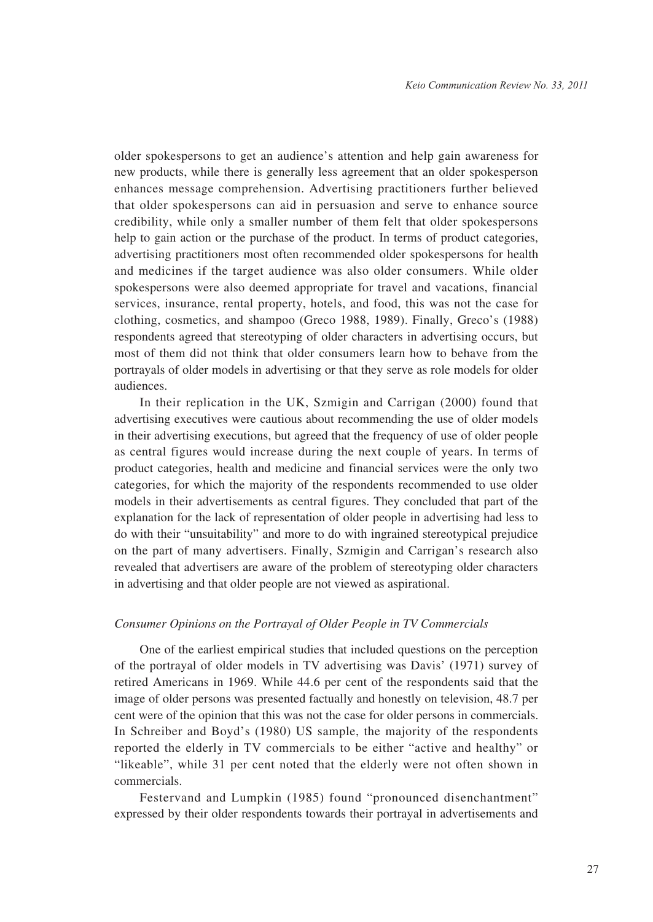older spokespersons to get an audience's attention and help gain awareness for new products, while there is generally less agreement that an older spokesperson enhances message comprehension. Advertising practitioners further believed that older spokespersons can aid in persuasion and serve to enhance source credibility, while only a smaller number of them felt that older spokespersons help to gain action or the purchase of the product. In terms of product categories, advertising practitioners most often recommended older spokespersons for health and medicines if the target audience was also older consumers. While older spokespersons were also deemed appropriate for travel and vacations, financial services, insurance, rental property, hotels, and food, this was not the case for clothing, cosmetics, and shampoo (Greco 1988, 1989). Finally, Greco's (1988) respondents agreed that stereotyping of older characters in advertising occurs, but most of them did not think that older consumers learn how to behave from the portrayals of older models in advertising or that they serve as role models for older audiences.

In their replication in the UK, Szmigin and Carrigan (2000) found that advertising executives were cautious about recommending the use of older models in their advertising executions, but agreed that the frequency of use of older people as central figures would increase during the next couple of years. In terms of product categories, health and medicine and financial services were the only two categories, for which the majority of the respondents recommended to use older models in their advertisements as central figures. They concluded that part of the explanation for the lack of representation of older people in advertising had less to do with their "unsuitability" and more to do with ingrained stereotypical prejudice on the part of many advertisers. Finally, Szmigin and Carrigan's research also revealed that advertisers are aware of the problem of stereotyping older characters in advertising and that older people are not viewed as aspirational.

### *Consumer Opinions on the Portrayal of Older People in TV Commercials*

One of the earliest empirical studies that included questions on the perception of the portrayal of older models in TV advertising was Davis' (1971) survey of retired Americans in 1969. While 44.6 per cent of the respondents said that the image of older persons was presented factually and honestly on television, 48.7 per cent were of the opinion that this was not the case for older persons in commercials. In Schreiber and Boyd's (1980) US sample, the majority of the respondents reported the elderly in TV commercials to be either "active and healthy" or "likeable", while 31 per cent noted that the elderly were not often shown in commercials.

Festervand and Lumpkin (1985) found "pronounced disenchantment" expressed by their older respondents towards their portrayal in advertisements and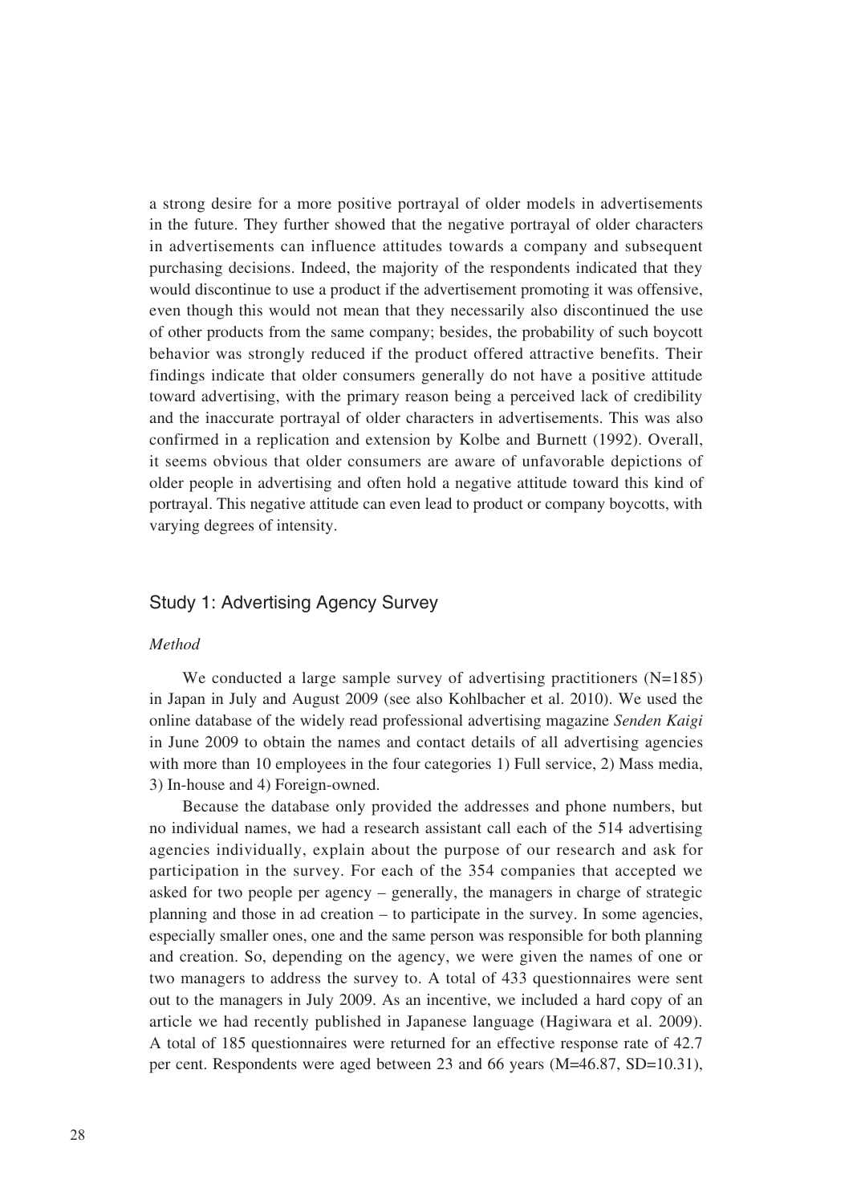a strong desire for a more positive portrayal of older models in advertisements in the future. They further showed that the negative portrayal of older characters in advertisements can influence attitudes towards a company and subsequent purchasing decisions. Indeed, the majority of the respondents indicated that they would discontinue to use a product if the advertisement promoting it was offensive, even though this would not mean that they necessarily also discontinued the use of other products from the same company; besides, the probability of such boycott behavior was strongly reduced if the product offered attractive benefits. Their findings indicate that older consumers generally do not have a positive attitude toward advertising, with the primary reason being a perceived lack of credibility and the inaccurate portrayal of older characters in advertisements. This was also confirmed in a replication and extension by Kolbe and Burnett (1992). Overall, it seems obvious that older consumers are aware of unfavorable depictions of older people in advertising and often hold a negative attitude toward this kind of portrayal. This negative attitude can even lead to product or company boycotts, with varying degrees of intensity.

## Study 1: Advertising Agency Survey

### *Method*

We conducted a large sample survey of advertising practitioners (N=185) in Japan in July and August 2009 (see also Kohlbacher et al. 2010). We used the online database of the widely read professional advertising magazine *Senden Kaigi* in June 2009 to obtain the names and contact details of all advertising agencies with more than 10 employees in the four categories 1) Full service, 2) Mass media, 3) In-house and 4) Foreign-owned.

Because the database only provided the addresses and phone numbers, but no individual names, we had a research assistant call each of the 514 advertising agencies individually, explain about the purpose of our research and ask for participation in the survey. For each of the 354 companies that accepted we asked for two people per agency – generally, the managers in charge of strategic planning and those in ad creation – to participate in the survey. In some agencies, especially smaller ones, one and the same person was responsible for both planning and creation. So, depending on the agency, we were given the names of one or two managers to address the survey to. A total of 433 questionnaires were sent out to the managers in July 2009. As an incentive, we included a hard copy of an article we had recently published in Japanese language (Hagiwara et al. 2009). A total of 185 questionnaires were returned for an effective response rate of 42.7 per cent. Respondents were aged between 23 and 66 years (M=46.87, SD=10.31),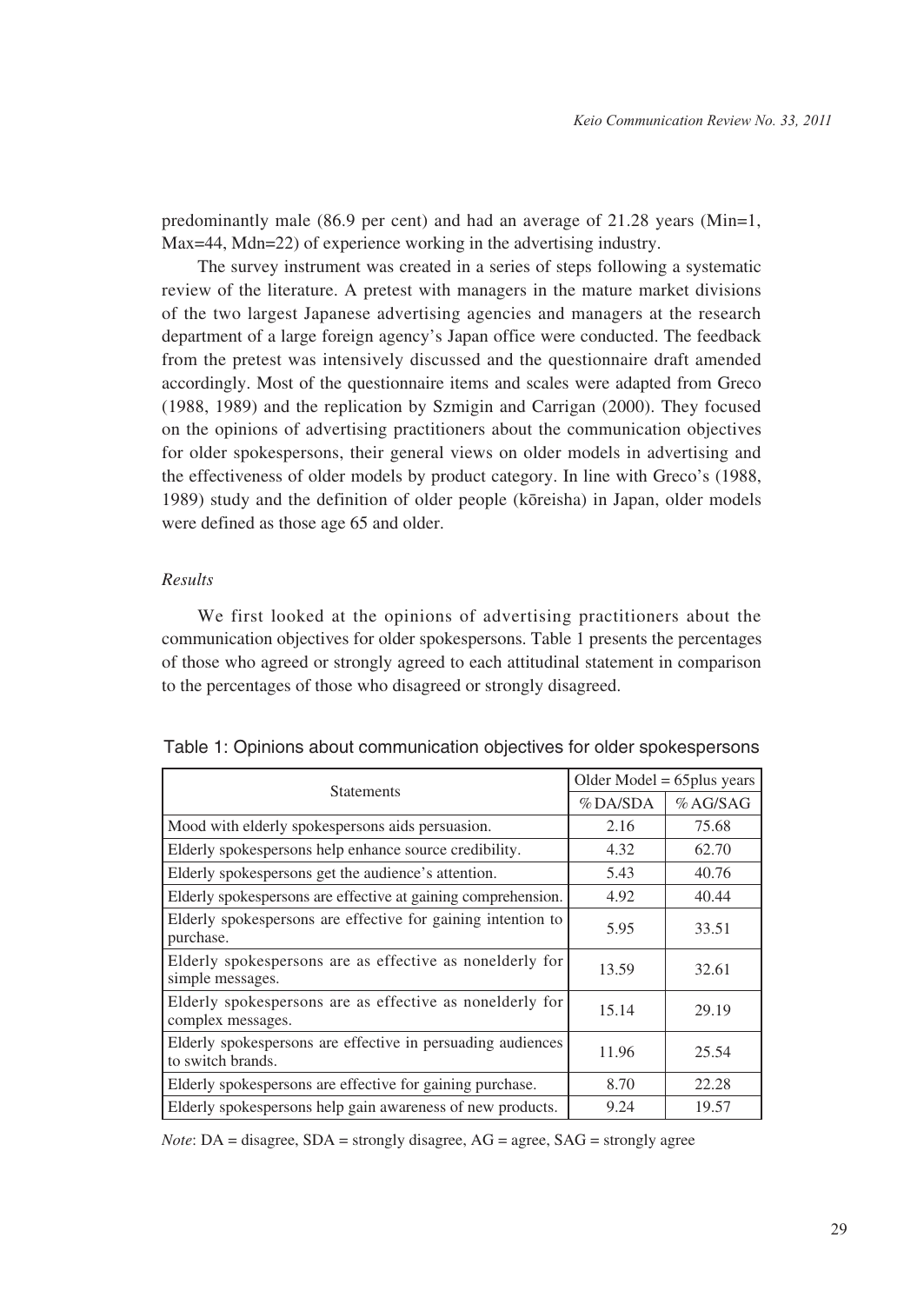predominantly male (86.9 per cent) and had an average of 21.28 years (Min=1, Max=44, Mdn=22) of experience working in the advertising industry.

The survey instrument was created in a series of steps following a systematic review of the literature. A pretest with managers in the mature market divisions of the two largest Japanese advertising agencies and managers at the research department of a large foreign agency's Japan office were conducted. The feedback from the pretest was intensively discussed and the questionnaire draft amended accordingly. Most of the questionnaire items and scales were adapted from Greco (1988, 1989) and the replication by Szmigin and Carrigan (2000). They focused on the opinions of advertising practitioners about the communication objectives for older spokespersons, their general views on older models in advertising and the effectiveness of older models by product category. In line with Greco's (1988, 1989) study and the definition of older people (kōreisha) in Japan, older models were defined as those age 65 and older.

*Results*

We first looked at the opinions of advertising practitioners about the communication objectives for older spokespersons. Table 1 presents the percentages of those who agreed or strongly agreed to each attitudinal statement in comparison to the percentages of those who disagreed or strongly disagreed.

Table 1: Opinions about communication objectives for older spokespersons

| Statements | Older Model = 65plus years | |
|---|---|---|
| | % DA/SDA | % AG/SAG |
| Mood with elderly spokespersons aids persuasion. | 2.16 | 75.68 |
| Elderly spokespersons help enhance source credibility. | 4.32 | 62.70 |
| Elderly spokespersons get the audience's attention. | 5.43 | 40.76 |
| Elderly spokespersons are effective at gaining comprehension. | 4.92 | 40.44 |
| Elderly spokespersons are effective for gaining intention to purchase. | 5.95 | 33.51 |
| Elderly spokespersons are as effective as nonelderly for simple messages. | 13.59 | 32.61 |
| Elderly spokespersons are as effective as nonelderly for complex messages. | 15.14 | 29.19 |
| Elderly spokespersons are effective in persuading audiences to switch brands. | 11.96 | 25.54 |
| Elderly spokespersons are effective for gaining purchase. | 8.70 | 22.28 |
| Elderly spokespersons help gain awareness of new products. | 9.24 | 19.57 |

*Note*: DA = disagree, SDA = strongly disagree, AG = agree, SAG = strongly agree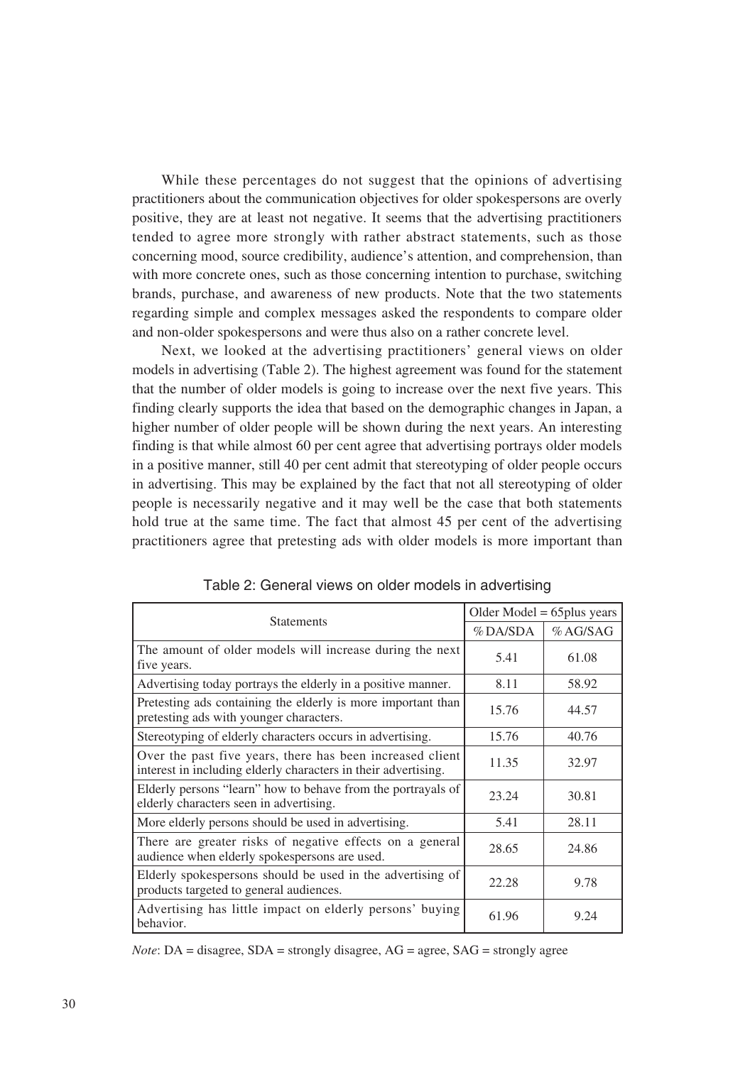While these percentages do not suggest that the opinions of advertising practitioners about the communication objectives for older spokespersons are overly positive, they are at least not negative. It seems that the advertising practitioners tended to agree more strongly with rather abstract statements, such as those concerning mood, source credibility, audience's attention, and comprehension, than with more concrete ones, such as those concerning intention to purchase, switching brands, purchase, and awareness of new products. Note that the two statements regarding simple and complex messages asked the respondents to compare older and non-older spokespersons and were thus also on a rather concrete level.

Next, we looked at the advertising practitioners' general views on older models in advertising (Table 2). The highest agreement was found for the statement that the number of older models is going to increase over the next five years. This finding clearly supports the idea that based on the demographic changes in Japan, a higher number of older people will be shown during the next years. An interesting finding is that while almost 60 per cent agree that advertising portrays older models in a positive manner, still 40 per cent admit that stereotyping of older people occurs in advertising. This may be explained by the fact that not all stereotyping of older people is necessarily negative and it may well be the case that both statements hold true at the same time. The fact that almost 45 per cent of the advertising practitioners agree that pretesting ads with older models is more important than

Table 2: General views on older models in advertising

| Statements | Older Model = 65plus years | |
|---|---|---|
| | % DA/SDA | % AG/SAG |
| The amount of older models will increase during the next five years. | 5.41 | 61.08 |
| Advertising today portrays the elderly in a positive manner. | 8.11 | 58.92 |
| Pretesting ads containing the elderly is more important than pretesting ads with younger characters. | 15.76 | 44.57 |
| Stereotyping of elderly characters occurs in advertising. | 15.76 | 40.76 |
| Over the past five years, there has been increased client interest in including elderly characters in their advertising. | 11.35 | 32.97 |
| Elderly persons "learn" how to behave from the portrayals of elderly characters seen in advertising. | 23.24 | 30.81 |
| More elderly persons should be used in advertising. | 5.41 | 28.11 |
| There are greater risks of negative effects on a general audience when elderly spokespersons are used. | 28.65 | 24.86 |
| Elderly spokespersons should be used in the advertising of products targeted to general audiences. | 22.28 | 9.78 |
| Advertising has little impact on elderly persons' buying behavior. | 61.96 | 9.24 |

*Note*: DA = disagree, SDA = strongly disagree, AG = agree, SAG = strongly agree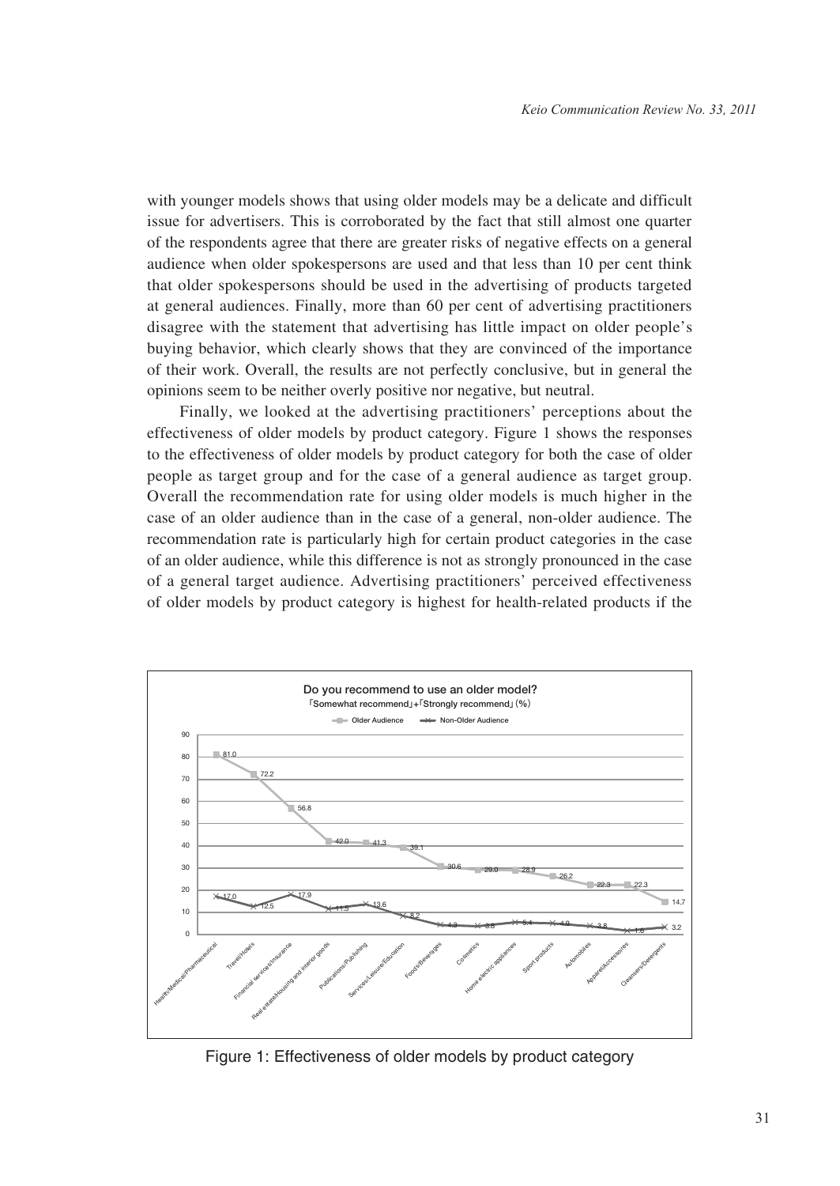with younger models shows that using older models may be a delicate and difficult issue for advertisers. This is corroborated by the fact that still almost one quarter of the respondents agree that there are greater risks of negative effects on a general audience when older spokespersons are used and that less than 10 per cent think that older spokespersons should be used in the advertising of products targeted at general audiences. Finally, more than 60 per cent of advertising practitioners disagree with the statement that advertising has little impact on older people's buying behavior, which clearly shows that they are convinced of the importance of their work. Overall, the results are not perfectly conclusive, but in general the opinions seem to be neither overly positive nor negative, but neutral.

Finally, we looked at the advertising practitioners' perceptions about the effectiveness of older models by product category. Figure 1 shows the responses to the effectiveness of older models by product category for both the case of older people as target group and for the case of a general audience as target group. Overall the recommendation rate for using older models is much higher in the case of an older audience than in the case of a general, non-older audience. The recommendation rate is particularly high for certain product categories in the case of an older audience, while this difference is not as strongly pronounced in the case of a general target audience. Advertising practitioners' perceived effectiveness of older models by product category is highest for health-related products if the

Do you recommend to use an older model? 「Somewhat recommend」+「Strongly recommend」(%)

| Product category | Older Audience | Non-Older Audience |
|---|---|---|
| Health/Medical/Pharmaceutical | 81.0 | 17.0 |
| Travel/Hotels | 72.2 | 12.5 |
| Financial services/Insurance | 56.8 | 17.9 |
| Real estate/Housing and interior goods | 42.0 | 11.5 |
| Publications/Publishing | 41.3 | 13.6 |
| Services/Leisure/Education | 39.1 | 8.2 |
| Foods/Beverages | 30.6 | 4.3 |
| Cosmetics | 29.0 | 3.8 |
| Home electric appliances | 28.9 | 5.4 |
| Sport products | 26.2 | 4.9 |
| Automobiles | 22.3 | 3.8 |
| Apparel/Accessories | 22.3 | 1.6 |
| Cleansers/Detergents | 14.7 | 3.2 |

Figure 1: Effectiveness of older models by product category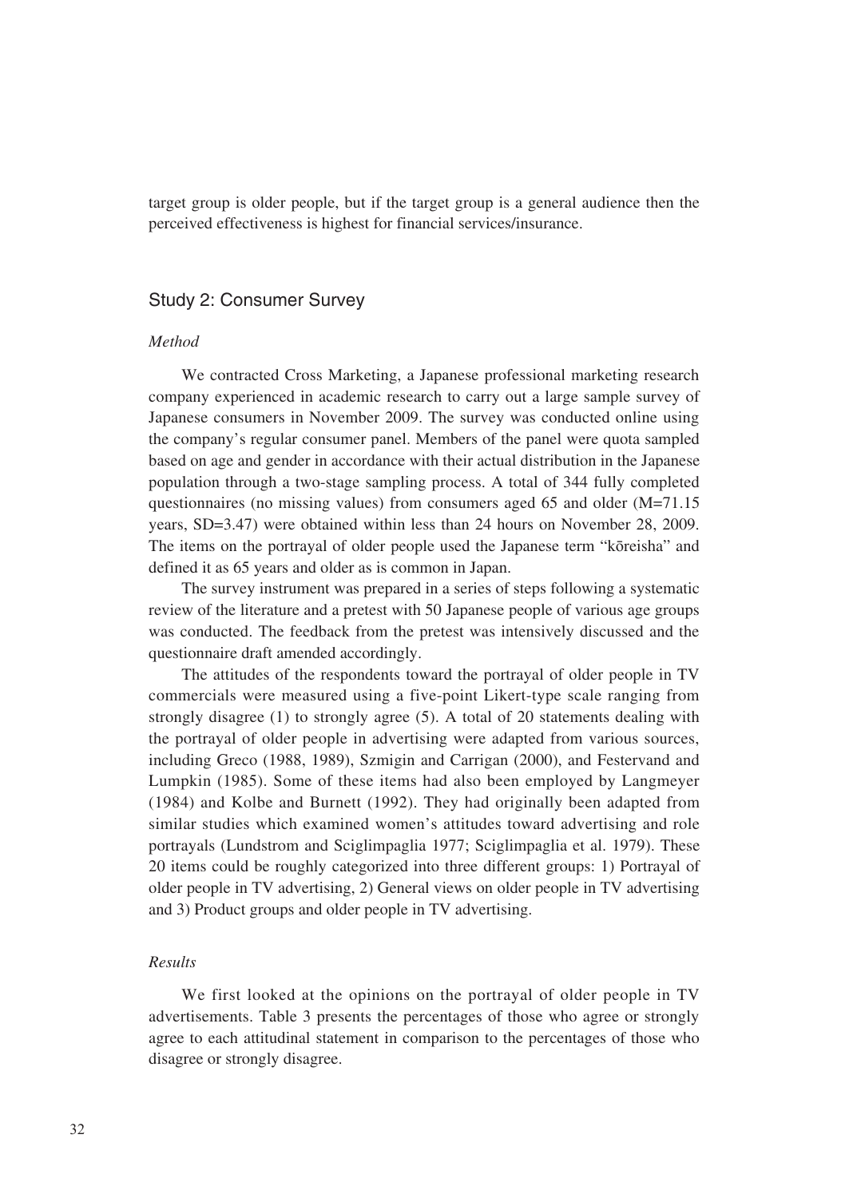target group is older people, but if the target group is a general audience then the perceived effectiveness is highest for financial services/insurance.

## Study 2: Consumer Survey

### *Method*

We contracted Cross Marketing, a Japanese professional marketing research company experienced in academic research to carry out a large sample survey of Japanese consumers in November 2009. The survey was conducted online using the company's regular consumer panel. Members of the panel were quota sampled based on age and gender in accordance with their actual distribution in the Japanese population through a two-stage sampling process. A total of 344 fully completed questionnaires (no missing values) from consumers aged 65 and older (M=71.15 years, SD=3.47) were obtained within less than 24 hours on November 28, 2009. The items on the portrayal of older people used the Japanese term "kōreisha" and defined it as 65 years and older as is common in Japan.

The survey instrument was prepared in a series of steps following a systematic review of the literature and a pretest with 50 Japanese people of various age groups was conducted. The feedback from the pretest was intensively discussed and the questionnaire draft amended accordingly.

The attitudes of the respondents toward the portrayal of older people in TV commercials were measured using a five-point Likert-type scale ranging from strongly disagree (1) to strongly agree (5). A total of 20 statements dealing with the portrayal of older people in advertising were adapted from various sources, including Greco (1988, 1989), Szmigin and Carrigan (2000), and Festervand and Lumpkin (1985). Some of these items had also been employed by Langmeyer (1984) and Kolbe and Burnett (1992). They had originally been adapted from similar studies which examined women's attitudes toward advertising and role portrayals (Lundstrom and Sciglimpaglia 1977; Sciglimpaglia et al. 1979). These 20 items could be roughly categorized into three different groups: 1) Portrayal of older people in TV advertising, 2) General views on older people in TV advertising and 3) Product groups and older people in TV advertising.

### *Results*

We first looked at the opinions on the portrayal of older people in TV advertisements. Table 3 presents the percentages of those who agree or strongly agree to each attitudinal statement in comparison to the percentages of those who disagree or strongly disagree.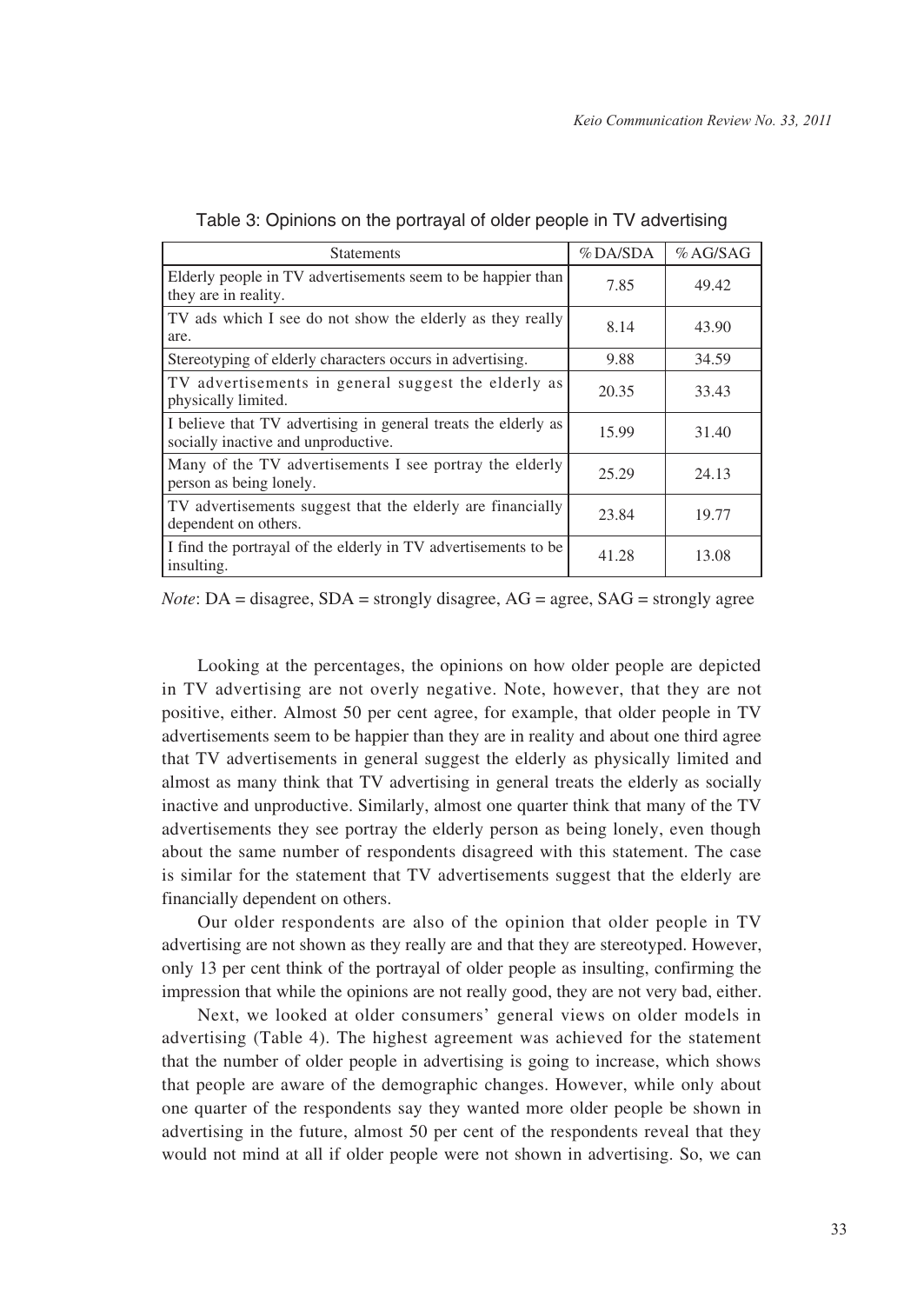Table 3: Opinions on the portrayal of older people in TV advertising

| Statements | % DA/SDA | % AG/SAG |
|---|---|---|
| Elderly people in TV advertisements seem to be happier than they are in reality. | 7.85 | 49.42 |
| TV ads which I see do not show the elderly as they really are. | 8.14 | 43.90 |
| Stereotyping of elderly characters occurs in advertising. | 9.88 | 34.59 |
| TV advertisements in general suggest the elderly as physically limited. | 20.35 | 33.43 |
| I believe that TV advertising in general treats the elderly as socially inactive and unproductive. | 15.99 | 31.40 |
| Many of the TV advertisements I see portray the elderly person as being lonely. | 25.29 | 24.13 |
| TV advertisements suggest that the elderly are financially dependent on others. | 23.84 | 19.77 |
| I find the portrayal of the elderly in TV advertisements to be insulting. | 41.28 | 13.08 |

*Note*: DA = disagree, SDA = strongly disagree, AG = agree, SAG = strongly agree

Looking at the percentages, the opinions on how older people are depicted in TV advertising are not overly negative. Note, however, that they are not positive, either. Almost 50 per cent agree, for example, that older people in TV advertisements seem to be happier than they are in reality and about one third agree that TV advertisements in general suggest the elderly as physically limited and almost as many think that TV advertising in general treats the elderly as socially inactive and unproductive. Similarly, almost one quarter think that many of the TV advertisements they see portray the elderly person as being lonely, even though about the same number of respondents disagreed with this statement. The case is similar for the statement that TV advertisements suggest that the elderly are financially dependent on others.

Our older respondents are also of the opinion that older people in TV advertising are not shown as they really are and that they are stereotyped. However, only 13 per cent think of the portrayal of older people as insulting, confirming the impression that while the opinions are not really good, they are not very bad, either.

Next, we looked at older consumers' general views on older models in advertising (Table 4). The highest agreement was achieved for the statement that the number of older people in advertising is going to increase, which shows that people are aware of the demographic changes. However, while only about one quarter of the respondents say they wanted more older people be shown in advertising in the future, almost 50 per cent of the respondents reveal that they would not mind at all if older people were not shown in advertising. So, we can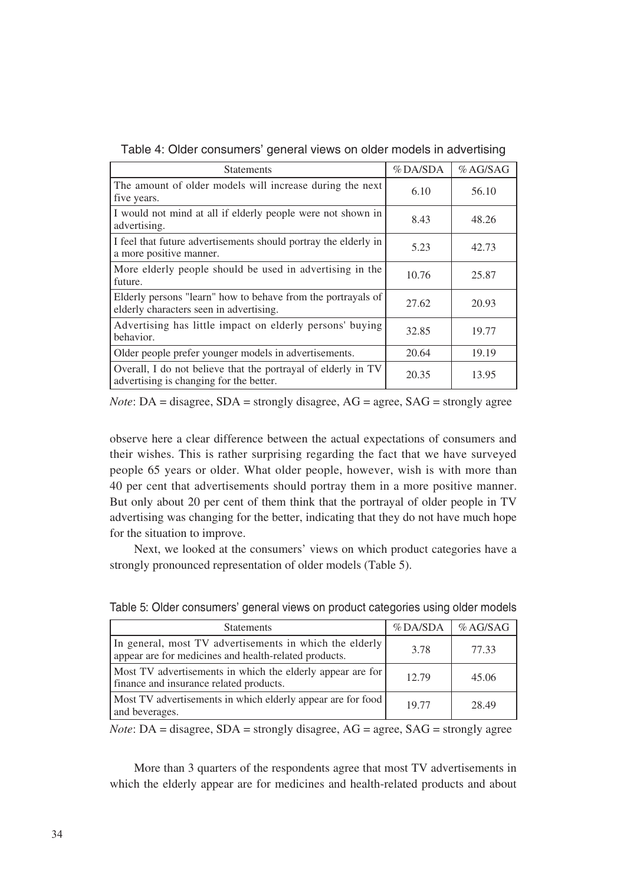Table 4: Older consumers' general views on older models in advertising

| Statements | % DA/SDA | % AG/SAG |
|---|---|---|
| The amount of older models will increase during the next five years. | 6.10 | 56.10 |
| I would not mind at all if elderly people were not shown in advertising. | 8.43 | 48.26 |
| I feel that future advertisements should portray the elderly in a more positive manner. | 5.23 | 42.73 |
| More elderly people should be used in advertising in the future. | 10.76 | 25.87 |
| Elderly persons "learn" how to behave from the portrayals of elderly characters seen in advertising. | 27.62 | 20.93 |
| Advertising has little impact on elderly persons' buying behavior. | 32.85 | 19.77 |
| Older people prefer younger models in advertisements. | 20.64 | 19.19 |
| Overall, I do not believe that the portrayal of elderly in TV advertising is changing for the better. | 20.35 | 13.95 |

*Note*: DA = disagree, SDA = strongly disagree, AG = agree, SAG = strongly agree

observe here a clear difference between the actual expectations of consumers and their wishes. This is rather surprising regarding the fact that we have surveyed people 65 years or older. What older people, however, wish is with more than 40 per cent that advertisements should portray them in a more positive manner. But only about 20 per cent of them think that the portrayal of older people in TV advertising was changing for the better, indicating that they do not have much hope for the situation to improve.

Next, we looked at the consumers' views on which product categories have a strongly pronounced representation of older models (Table 5).

Table 5: Older consumers' general views on product categories using older models

| Statements | % DA/SDA | % AG/SAG |
|---|---|---|
| In general, most TV advertisements in which the elderly appear are for medicines and health-related products. | 3.78 | 77.33 |
| Most TV advertisements in which the elderly appear are for finance and insurance related products. | 12.79 | 45.06 |
| Most TV advertisements in which elderly appear are for food and beverages. | 19.77 | 28.49 |

*Note*: DA = disagree, SDA = strongly disagree, AG = agree, SAG = strongly agree

More than 3 quarters of the respondents agree that most TV advertisements in which the elderly appear are for medicines and health-related products and about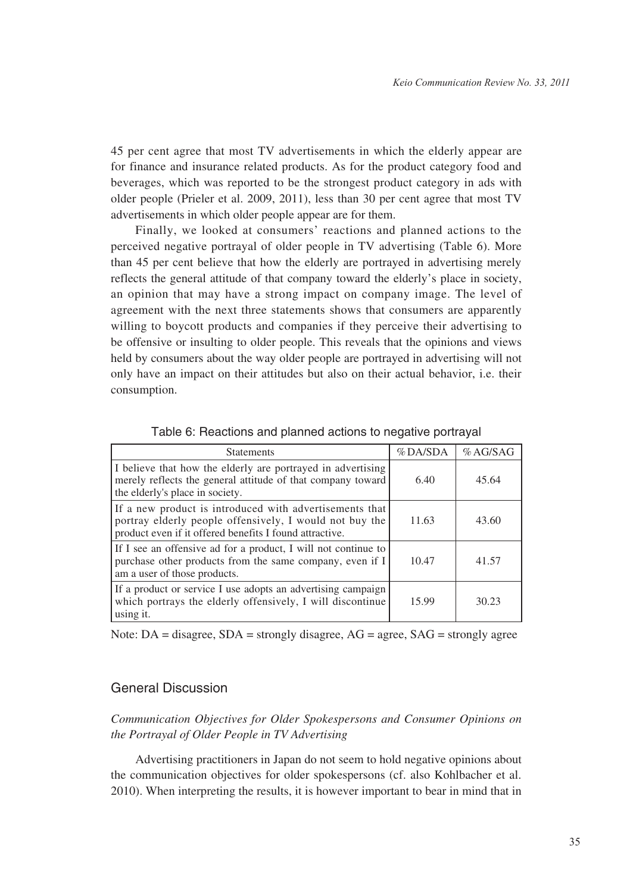45 per cent agree that most TV advertisements in which the elderly appear are for finance and insurance related products. As for the product category food and beverages, which was reported to be the strongest product category in ads with older people (Prieler et al. 2009, 2011), less than 30 per cent agree that most TV advertisements in which older people appear are for them.

Finally, we looked at consumers' reactions and planned actions to the perceived negative portrayal of older people in TV advertising (Table 6). More than 45 per cent believe that how the elderly are portrayed in advertising merely reflects the general attitude of that company toward the elderly's place in society, an opinion that may have a strong impact on company image. The level of agreement with the next three statements shows that consumers are apparently willing to boycott products and companies if they perceive their advertising to be offensive or insulting to older people. This reveals that the opinions and views held by consumers about the way older people are portrayed in advertising will not only have an impact on their attitudes but also on their actual behavior, i.e. their consumption.

Table 6: Reactions and planned actions to negative portrayal

| Statements | % DA/SDA | % AG/SAG |
|---|---|---|
| I believe that how the elderly are portrayed in advertising merely reflects the general attitude of that company toward the elderly's place in society. | 6.40 | 45.64 |
| If a new product is introduced with advertisements that portray elderly people offensively, I would not buy the product even if it offered benefits I found attractive. | 11.63 | 43.60 |
| If I see an offensive ad for a product, I will not continue to purchase other products from the same company, even if I am a user of those products. | 10.47 | 41.57 |
| If a product or service I use adopts an advertising campaign which portrays the elderly offensively, I will discontinue using it. | 15.99 | 30.23 |

Note: DA = disagree, SDA = strongly disagree, AG = agree, SAG = strongly agree

## General Discussion

### *Communication Objectives for Older Spokespersons and Consumer Opinions on the Portrayal of Older People in TV Advertising*

Advertising practitioners in Japan do not seem to hold negative opinions about the communication objectives for older spokespersons (cf. also Kohlbacher et al. 2010). When interpreting the results, it is however important to bear in mind that in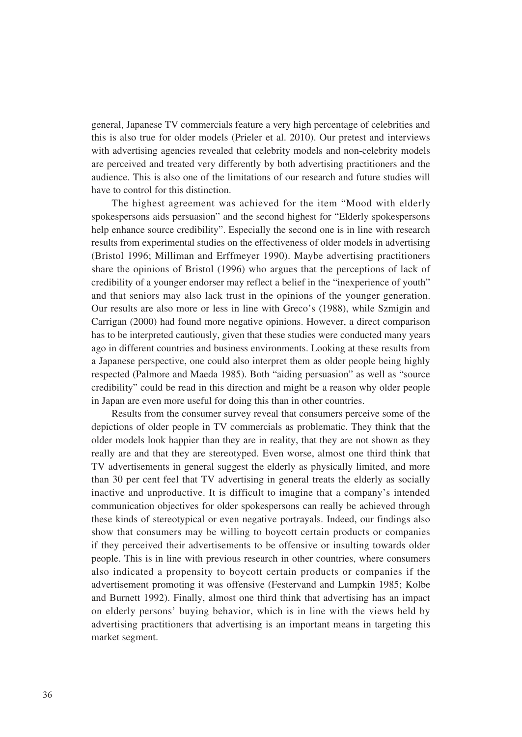general, Japanese TV commercials feature a very high percentage of celebrities and this is also true for older models (Prieler et al. 2010). Our pretest and interviews with advertising agencies revealed that celebrity models and non-celebrity models are perceived and treated very differently by both advertising practitioners and the audience. This is also one of the limitations of our research and future studies will have to control for this distinction.

The highest agreement was achieved for the item "Mood with elderly spokespersons aids persuasion" and the second highest for "Elderly spokespersons help enhance source credibility". Especially the second one is in line with research results from experimental studies on the effectiveness of older models in advertising (Bristol 1996; Milliman and Erffmeyer 1990). Maybe advertising practitioners share the opinions of Bristol (1996) who argues that the perceptions of lack of credibility of a younger endorser may reflect a belief in the "inexperience of youth" and that seniors may also lack trust in the opinions of the younger generation. Our results are also more or less in line with Greco's (1988), while Szmigin and Carrigan (2000) had found more negative opinions. However, a direct comparison has to be interpreted cautiously, given that these studies were conducted many years ago in different countries and business environments. Looking at these results from a Japanese perspective, one could also interpret them as older people being highly respected (Palmore and Maeda 1985). Both "aiding persuasion" as well as "source credibility" could be read in this direction and might be a reason why older people in Japan are even more useful for doing this than in other countries.

Results from the consumer survey reveal that consumers perceive some of the depictions of older people in TV commercials as problematic. They think that the older models look happier than they are in reality, that they are not shown as they really are and that they are stereotyped. Even worse, almost one third think that TV advertisements in general suggest the elderly as physically limited, and more than 30 per cent feel that TV advertising in general treats the elderly as socially inactive and unproductive. It is difficult to imagine that a company's intended communication objectives for older spokespersons can really be achieved through these kinds of stereotypical or even negative portrayals. Indeed, our findings also show that consumers may be willing to boycott certain products or companies if they perceived their advertisements to be offensive or insulting towards older people. This is in line with previous research in other countries, where consumers also indicated a propensity to boycott certain products or companies if the advertisement promoting it was offensive (Festervand and Lumpkin 1985; Kolbe and Burnett 1992). Finally, almost one third think that advertising has an impact on elderly persons' buying behavior, which is in line with the views held by advertising practitioners that advertising is an important means in targeting this market segment.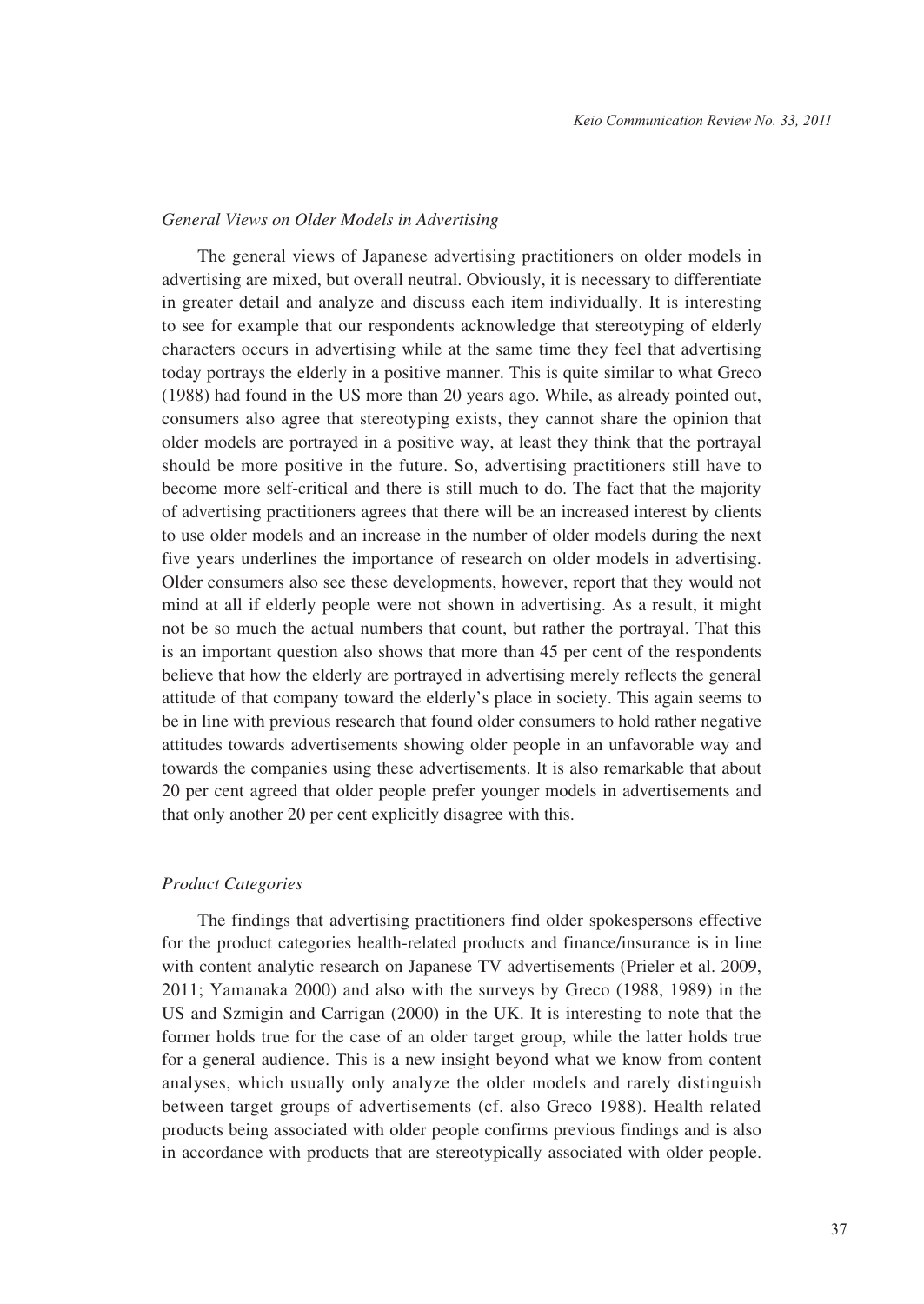*General Views on Older Models in Advertising*

The general views of Japanese advertising practitioners on older models in advertising are mixed, but overall neutral. Obviously, it is necessary to differentiate in greater detail and analyze and discuss each item individually. It is interesting to see for example that our respondents acknowledge that stereotyping of elderly characters occurs in advertising while at the same time they feel that advertising today portrays the elderly in a positive manner. This is quite similar to what Greco (1988) had found in the US more than 20 years ago. While, as already pointed out, consumers also agree that stereotyping exists, they cannot share the opinion that older models are portrayed in a positive way, at least they think that the portrayal should be more positive in the future. So, advertising practitioners still have to become more self-critical and there is still much to do. The fact that the majority of advertising practitioners agrees that there will be an increased interest by clients to use older models and an increase in the number of older models during the next five years underlines the importance of research on older models in advertising. Older consumers also see these developments, however, report that they would not mind at all if elderly people were not shown in advertising. As a result, it might not be so much the actual numbers that count, but rather the portrayal. That this is an important question also shows that more than 45 per cent of the respondents believe that how the elderly are portrayed in advertising merely reflects the general attitude of that company toward the elderly's place in society. This again seems to be in line with previous research that found older consumers to hold rather negative attitudes towards advertisements showing older people in an unfavorable way and towards the companies using these advertisements. It is also remarkable that about 20 per cent agreed that older people prefer younger models in advertisements and that only another 20 per cent explicitly disagree with this.

*Product Categories*

The findings that advertising practitioners find older spokespersons effective for the product categories health-related products and finance/insurance is in line with content analytic research on Japanese TV advertisements (Prieler et al. 2009, 2011; Yamanaka 2000) and also with the surveys by Greco (1988, 1989) in the US and Szmigin and Carrigan (2000) in the UK. It is interesting to note that the former holds true for the case of an older target group, while the latter holds true for a general audience. This is a new insight beyond what we know from content analyses, which usually only analyze the older models and rarely distinguish between target groups of advertisements (cf. also Greco 1988). Health related products being associated with older people confirms previous findings and is also in accordance with products that are stereotypically associated with older people.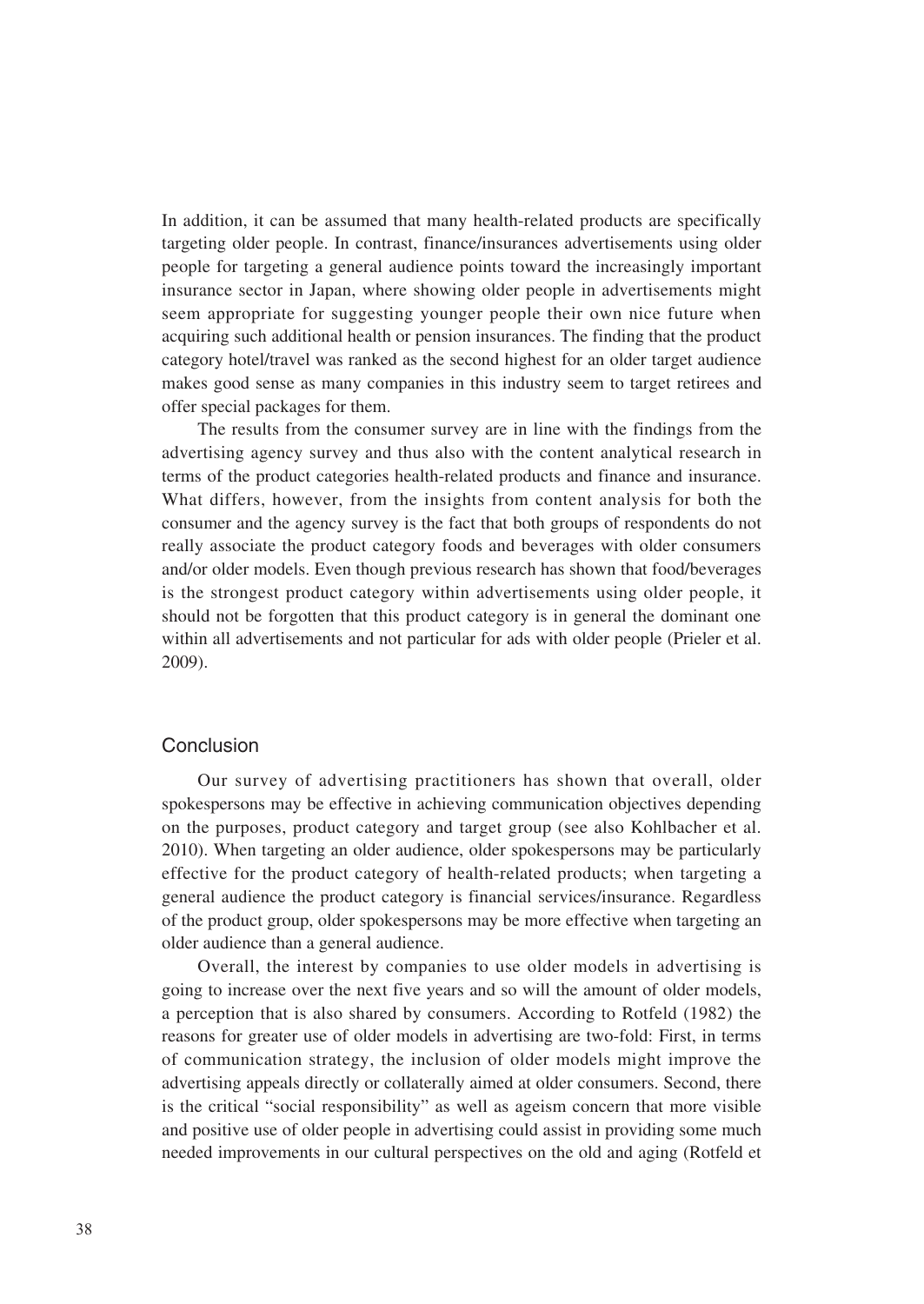In addition, it can be assumed that many health-related products are specifically targeting older people. In contrast, finance/insurances advertisements using older people for targeting a general audience points toward the increasingly important insurance sector in Japan, where showing older people in advertisements might seem appropriate for suggesting younger people their own nice future when acquiring such additional health or pension insurances. The finding that the product category hotel/travel was ranked as the second highest for an older target audience makes good sense as many companies in this industry seem to target retirees and offer special packages for them.

The results from the consumer survey are in line with the findings from the advertising agency survey and thus also with the content analytical research in terms of the product categories health-related products and finance and insurance. What differs, however, from the insights from content analysis for both the consumer and the agency survey is the fact that both groups of respondents do not really associate the product category foods and beverages with older consumers and/or older models. Even though previous research has shown that food/beverages is the strongest product category within advertisements using older people, it should not be forgotten that this product category is in general the dominant one within all advertisements and not particular for ads with older people (Prieler et al. 2009).

## Conclusion

Our survey of advertising practitioners has shown that overall, older spokespersons may be effective in achieving communication objectives depending on the purposes, product category and target group (see also Kohlbacher et al. 2010). When targeting an older audience, older spokespersons may be particularly effective for the product category of health-related products; when targeting a general audience the product category is financial services/insurance. Regardless of the product group, older spokespersons may be more effective when targeting an older audience than a general audience.

Overall, the interest by companies to use older models in advertising is going to increase over the next five years and so will the amount of older models, a perception that is also shared by consumers. According to Rotfeld (1982) the reasons for greater use of older models in advertising are two-fold: First, in terms of communication strategy, the inclusion of older models might improve the advertising appeals directly or collaterally aimed at older consumers. Second, there is the critical "social responsibility" as well as ageism concern that more visible and positive use of older people in advertising could assist in providing some much needed improvements in our cultural perspectives on the old and aging (Rotfeld et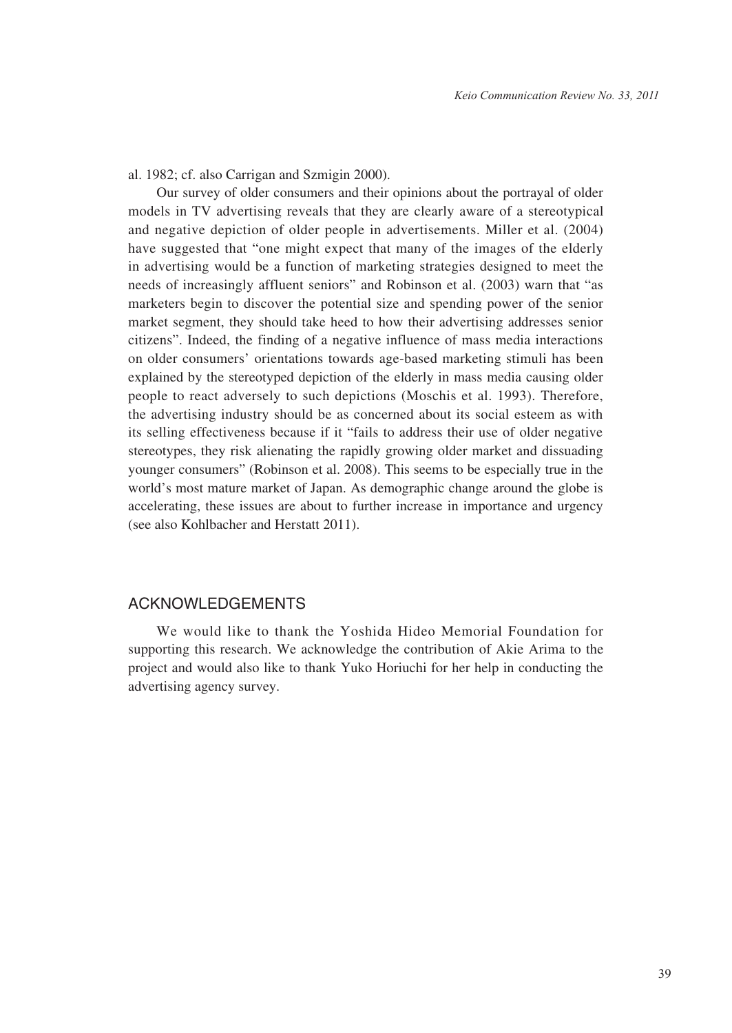al. 1982; cf. also Carrigan and Szmigin 2000).

Our survey of older consumers and their opinions about the portrayal of older models in TV advertising reveals that they are clearly aware of a stereotypical and negative depiction of older people in advertisements. Miller et al. (2004) have suggested that "one might expect that many of the images of the elderly in advertising would be a function of marketing strategies designed to meet the needs of increasingly affluent seniors" and Robinson et al. (2003) warn that "as marketers begin to discover the potential size and spending power of the senior market segment, they should take heed to how their advertising addresses senior citizens". Indeed, the finding of a negative influence of mass media interactions on older consumers' orientations towards age-based marketing stimuli has been explained by the stereotyped depiction of the elderly in mass media causing older people to react adversely to such depictions (Moschis et al. 1993). Therefore, the advertising industry should be as concerned about its social esteem as with its selling effectiveness because if it "fails to address their use of older negative stereotypes, they risk alienating the rapidly growing older market and dissuading younger consumers" (Robinson et al. 2008). This seems to be especially true in the world's most mature market of Japan. As demographic change around the globe is accelerating, these issues are about to further increase in importance and urgency (see also Kohlbacher and Herstatt 2011).

## ACKNOWLEDGEMENTS

We would like to thank the Yoshida Hideo Memorial Foundation for supporting this research. We acknowledge the contribution of Akie Arima to the project and would also like to thank Yuko Horiuchi for her help in conducting the advertising agency survey.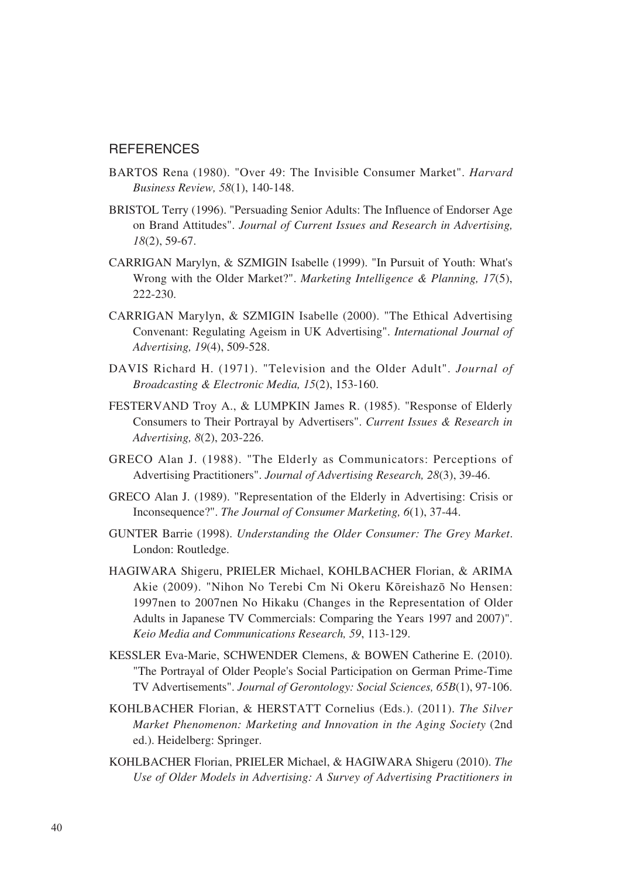## REFERENCES

BARTOS Rena (1980). "Over 49: The Invisible Consumer Market". *Harvard Business Review, 58*(1), 140-148.

BRISTOL Terry (1996). "Persuading Senior Adults: The Influence of Endorser Age on Brand Attitudes". *Journal of Current Issues and Research in Advertising, 18*(2), 59-67.

CARRIGAN Marylyn, & SZMIGIN Isabelle (1999). "In Pursuit of Youth: What's Wrong with the Older Market?". *Marketing Intelligence & Planning, 17*(5), 222-230.

CARRIGAN Marylyn, & SZMIGIN Isabelle (2000). "The Ethical Advertising Convenant: Regulating Ageism in UK Advertising". *International Journal of Advertising, 19*(4), 509-528.

DAVIS Richard H. (1971). "Television and the Older Adult". *Journal of Broadcasting & Electronic Media, 15*(2), 153-160.

FESTERVAND Troy A., & LUMPKIN James R. (1985). "Response of Elderly Consumers to Their Portrayal by Advertisers". *Current Issues & Research in Advertising, 8*(2), 203-226.

GRECO Alan J. (1988). "The Elderly as Communicators: Perceptions of Advertising Practitioners". *Journal of Advertising Research, 28*(3), 39-46.

GRECO Alan J. (1989). "Representation of the Elderly in Advertising: Crisis or Inconsequence?". *The Journal of Consumer Marketing, 6*(1), 37-44.

GUNTER Barrie (1998). *Understanding the Older Consumer: The Grey Market*. London: Routledge.

HAGIWARA Shigeru, PRIELER Michael, KOHLBACHER Florian, & ARIMA Akie (2009). "Nihon No Terebi Cm Ni Okeru Kōreishazō No Hensen: 1997nen to 2007nen No Hikaku (Changes in the Representation of Older Adults in Japanese TV Commercials: Comparing the Years 1997 and 2007)". *Keio Media and Communications Research, 59*, 113-129.

KESSLER Eva-Marie, SCHWENDER Clemens, & BOWEN Catherine E. (2010). "The Portrayal of Older People's Social Participation on German Prime-Time TV Advertisements". *Journal of Gerontology: Social Sciences, 65B*(1), 97-106.

KOHLBACHER Florian, & HERSTATT Cornelius (Eds.). (2011). *The Silver Market Phenomenon: Marketing and Innovation in the Aging Society* (2nd ed.). Heidelberg: Springer.

KOHLBACHER Florian, PRIELER Michael, & HAGIWARA Shigeru (2010). *The Use of Older Models in Advertising: A Survey of Advertising Practitioners in*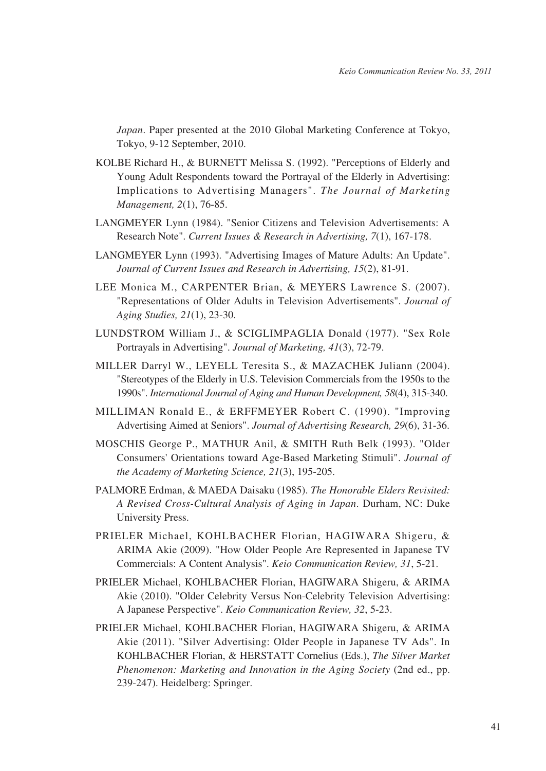*Japan*. Paper presented at the 2010 Global Marketing Conference at Tokyo, Tokyo, 9-12 September, 2010.

KOLBE Richard H., & BURNETT Melissa S. (1992). "Perceptions of Elderly and Young Adult Respondents toward the Portrayal of the Elderly in Advertising: Implications to Advertising Managers". *The Journal of Marketing Management, 2*(1), 76-85.

LANGMEYER Lynn (1984). "Senior Citizens and Television Advertisements: A Research Note". *Current Issues & Research in Advertising, 7*(1), 167-178.

LANGMEYER Lynn (1993). "Advertising Images of Mature Adults: An Update". *Journal of Current Issues and Research in Advertising, 15*(2), 81-91.

LEE Monica M., CARPENTER Brian, & MEYERS Lawrence S. (2007). "Representations of Older Adults in Television Advertisements". *Journal of Aging Studies, 21*(1), 23-30.

LUNDSTROM William J., & SCIGLIMPAGLIA Donald (1977). "Sex Role Portrayals in Advertising". *Journal of Marketing, 41*(3), 72-79.

MILLER Darryl W., LEYELL Teresita S., & MAZACHEK Juliann (2004). "Stereotypes of the Elderly in U.S. Television Commercials from the 1950s to the 1990s". *International Journal of Aging and Human Development, 58*(4), 315-340.

MILLIMAN Ronald E., & ERFFMEYER Robert C. (1990). "Improving Advertising Aimed at Seniors". *Journal of Advertising Research, 29*(6), 31-36.

MOSCHIS George P., MATHUR Anil, & SMITH Ruth Belk (1993). "Older Consumers' Orientations toward Age-Based Marketing Stimuli". *Journal of the Academy of Marketing Science, 21*(3), 195-205.

PALMORE Erdman, & MAEDA Daisaku (1985). *The Honorable Elders Revisited: A Revised Cross-Cultural Analysis of Aging in Japan*. Durham, NC: Duke University Press.

PRIELER Michael, KOHLBACHER Florian, HAGIWARA Shigeru, & ARIMA Akie (2009). "How Older People Are Represented in Japanese TV Commercials: A Content Analysis". *Keio Communication Review, 31*, 5-21.

PRIELER Michael, KOHLBACHER Florian, HAGIWARA Shigeru, & ARIMA Akie (2010). "Older Celebrity Versus Non-Celebrity Television Advertising: A Japanese Perspective". *Keio Communication Review, 32*, 5-23.

PRIELER Michael, KOHLBACHER Florian, HAGIWARA Shigeru, & ARIMA Akie (2011). "Silver Advertising: Older People in Japanese TV Ads". In KOHLBACHER Florian, & HERSTATT Cornelius (Eds.), *The Silver Market Phenomenon: Marketing and Innovation in the Aging Society* (2nd ed., pp. 239-247). Heidelberg: Springer.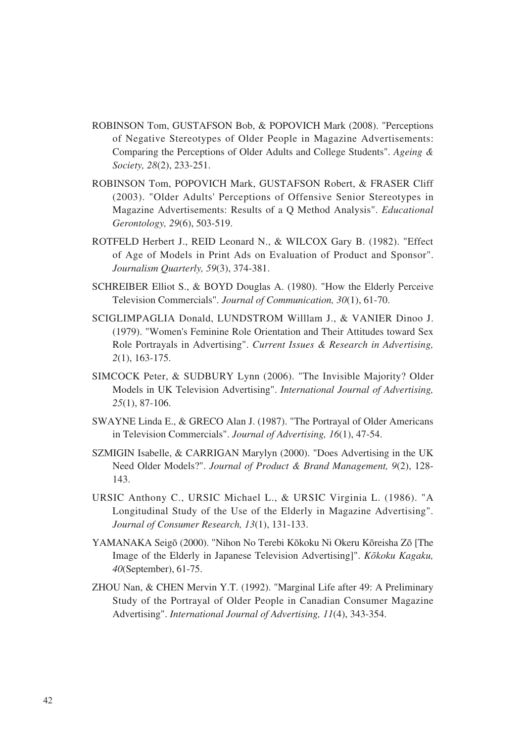ROBINSON Tom, GUSTAFSON Bob, & POPOVICH Mark (2008). "Perceptions of Negative Stereotypes of Older People in Magazine Advertisements: Comparing the Perceptions of Older Adults and College Students". *Ageing & Society, 28*(2), 233-251.

ROBINSON Tom, POPOVICH Mark, GUSTAFSON Robert, & FRASER Cliff (2003). "Older Adults' Perceptions of Offensive Senior Stereotypes in Magazine Advertisements: Results of a Q Method Analysis". *Educational Gerontology, 29*(6), 503-519.

ROTFELD Herbert J., REID Leonard N., & WILCOX Gary B. (1982). "Effect of Age of Models in Print Ads on Evaluation of Product and Sponsor". *Journalism Quarterly, 59*(3), 374-381.

SCHREIBER Elliot S., & BOYD Douglas A. (1980). "How the Elderly Perceive Television Commercials". *Journal of Communication, 30*(1), 61-70.

SCIGLIMPAGLIA Donald, LUNDSTROM Willlam J., & VANIER Dinoo J. (1979). "Women's Feminine Role Orientation and Their Attitudes toward Sex Role Portrayals in Advertising". *Current Issues & Research in Advertising, 2*(1), 163-175.

SIMCOCK Peter, & SUDBURY Lynn (2006). "The Invisible Majority? Older Models in UK Television Advertising". *International Journal of Advertising, 25*(1), 87-106.

SWAYNE Linda E., & GRECO Alan J. (1987). "The Portrayal of Older Americans in Television Commercials". *Journal of Advertising, 16*(1), 47-54.

SZMIGIN Isabelle, & CARRIGAN Marylyn (2000). "Does Advertising in the UK Need Older Models?". *Journal of Product & Brand Management, 9*(2), 128-143.

URSIC Anthony C., URSIC Michael L., & URSIC Virginia L. (1986). "A Longitudinal Study of the Use of the Elderly in Magazine Advertising". *Journal of Consumer Research, 13*(1), 131-133.

YAMANAKA Seigō (2000). "Nihon No Terebi Kōkoku Ni Okeru Kōreisha Zō [The Image of the Elderly in Japanese Television Advertising]". *Kōkoku Kagaku, 40*(September), 61-75.

ZHOU Nan, & CHEN Mervin Y.T. (1992). "Marginal Life after 49: A Preliminary Study of the Portrayal of Older People in Canadian Consumer Magazine Advertising". *International Journal of Advertising, 11*(4), 343-354.